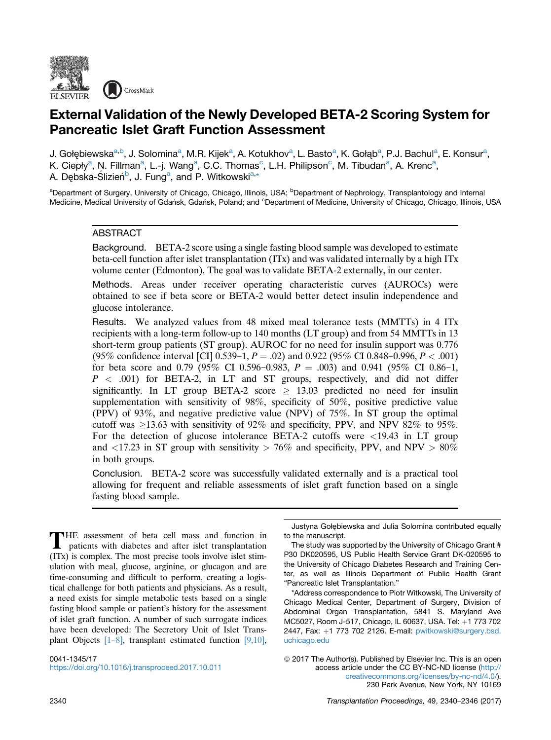# External Validation of the Newly Developed BETA-2 Scoring System for Pancreatic Islet Graft Function Assessment

J. Gołębiewska[a,b], J. Solomina[a], M.R. Kijek[a], A. Kotukhov[a], L. Basto[a], K. Gołąb[a], P.J. Bachul[a], E. Konsur[a], K. Ciepły[a], N. Fillman[a], L.-j. Wang[a], C.C. Thomas[c], L.H. Philipson[c], M. Tibudan[a], A. Krenc[a], A. Dębska-Ślizień[b], J. Fung[a], and P. Witkowski[a,*]

[a]Department of Surgery, University of Chicago, Chicago, Illinois, USA; [b]Department of Nephrology, Transplantology and Internal Medicine, Medical University of Gdańsk, Gdańsk, Poland; and [c]Department of Medicine, University of Chicago, Chicago, Illinois, USA

## ABSTRACT

**Background.** BETA-2 score using a single fasting blood sample was developed to estimate beta-cell function after islet transplantation (ITx) and was validated internally by a high ITx volume center (Edmonton). The goal was to validate BETA-2 externally, in our center.

**Methods.** Areas under receiver operating characteristic curves (AUROCs) were obtained to see if beta score or BETA-2 would better detect insulin independence and glucose intolerance.

**Results.** We analyzed values from 48 mixed meal tolerance tests (MMTTs) in 4 ITx recipients with a long-term follow-up to 140 months (LT group) and from 54 MMTTs in 13 short-term group patients (ST group). AUROC for no need for insulin support was 0.776 (95% confidence interval [CI] 0.539–1, $P = .02$) and 0.922 (95% CI 0.848–0.996, $P < .001$) for beta score and 0.79 (95% CI 0.596–0.983, $P = .003$) and 0.941 (95% CI 0.86–1, $P < .001$) for BETA-2, in LT and ST groups, respectively, and did not differ significantly. In LT group BETA-2 score $\geq$ 13.03 predicted no need for insulin supplementation with sensitivity of 98%, specificity of 50%, positive predictive value (PPV) of 93%, and negative predictive value (NPV) of 75%. In ST group the optimal cutoff was $\geq$13.63 with sensitivity of 92% and specificity, PPV, and NPV 82% to 95%. For the detection of glucose intolerance BETA-2 cutoffs were <19.43 in LT group and <17.23 in ST group with sensitivity > 76% and specificity, PPV, and NPV > 80% in both groups.

**Conclusion.** BETA-2 score was successfully validated externally and is a practical tool allowing for frequent and reliable assessments of islet graft function based on a single fasting blood sample.

THE assessment of beta cell mass and function in patients with diabetes and after islet transplantation (ITx) is complex. The most precise tools involve islet stimulation with meal, glucose, arginine, or glucagon and are time-consuming and difficult to perform, creating a logistical challenge for both patients and physicians. As a result, a need exists for simple metabolic tests based on a single fasting blood sample or patient's history for the assessment of islet graft function. A number of such surrogate indices have been developed: The Secretory Unit of Islet Transplant Objects [1–8], transplant estimated function [9,10],

Justyna Gołębiewska and Julia Solomina contributed equally to the manuscript.

The study was supported by the University of Chicago Grant # P30 DK020595, US Public Health Service Grant DK-020595 to the University of Chicago Diabetes Research and Training Center, as well as Illinois Department of Public Health Grant "Pancreatic Islet Transplantation."

*Address correspondence to Piotr Witkowski, The University of Chicago Medical Center, Department of Surgery, Division of Abdominal Organ Transplantation, 5841 S. Maryland Ave MC5027, Room J-517, Chicago, IL 60637, USA. Tel: +1 773 702 2447, Fax: +1 773 702 2126. E-mail: pwitkowski@surgery.bsd.uchicago.edu

0041-1345/17
https://doi.org/10.1016/j.transproceed.2017.10.011

© 2017 The Author(s). Published by Elsevier Inc. This is an open access article under the CC BY-NC-ND license (http://creativecommons.org/licenses/by-nc-nd/4.0/).
230 Park Avenue, New York, NY 10169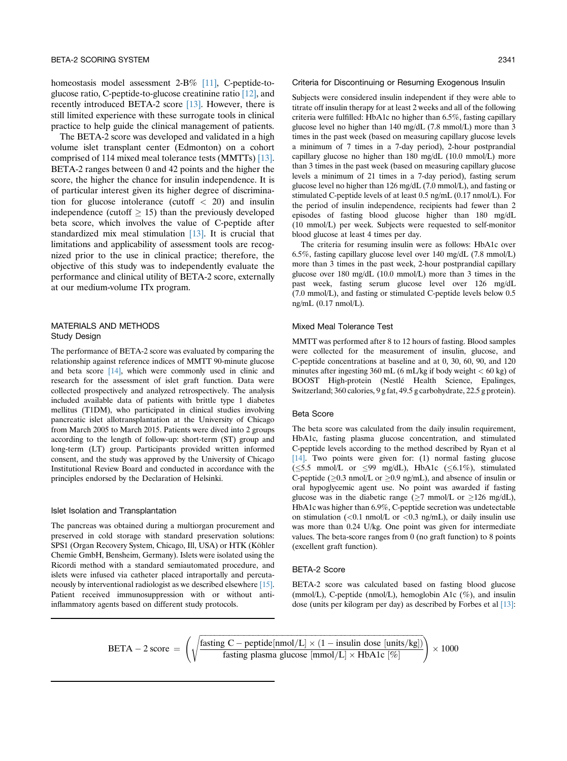homeostasis model assessment 2-B% [11], C-peptide-to-glucose ratio, C-peptide-to-glucose creatinine ratio [12], and recently introduced BETA-2 score [13]. However, there is still limited experience with these surrogate tools in clinical practice to help guide the clinical management of patients.

The BETA-2 score was developed and validated in a high volume islet transplant center (Edmonton) on a cohort comprised of 114 mixed meal tolerance tests (MMTTs) [13]. BETA-2 ranges between 0 and 42 points and the higher the score, the higher the chance for insulin independence. It is of particular interest given its higher degree of discrimination for glucose intolerance (cutoff $< 20$) and insulin independence (cutoff $\geq 15$) than the previously developed beta score, which involves the value of C-peptide after standardized mix meal stimulation [13]. It is crucial that limitations and applicability of assessment tools are recognized prior to the use in clinical practice; therefore, the objective of this study was to independently evaluate the performance and clinical utility of BETA-2 score, externally at our medium-volume ITx program.

## MATERIALS AND METHODS

### Study Design

The performance of BETA-2 score was evaluated by comparing the relationship against reference indices of MMTT 90-minute glucose and beta score [14], which were commonly used in clinic and research for the assessment of islet graft function. Data were collected prospectively and analyzed retrospectively. The analysis included available data of patients with brittle type 1 diabetes mellitus (T1DM), who participated in clinical studies involving pancreatic islet allotransplantation at the University of Chicago from March 2005 to March 2015. Patients were dived into 2 groups according to the length of follow-up: short-term (ST) group and long-term (LT) group. Participants provided written informed consent, and the study was approved by the University of Chicago Institutional Review Board and conducted in accordance with the principles endorsed by the Declaration of Helsinki.

### Islet Isolation and Transplantation

The pancreas was obtained during a multiorgan procurement and preserved in cold storage with standard preservation solutions: SPS1 (Organ Recovery System, Chicago, Ill, USA) or HTK (Köhler Chemie GmbH, Bensheim, Germany). Islets were isolated using the Ricordi method with a standard semiautomated procedure, and islets were infused via catheter placed intraportally and percutaneously by interventional radiologist as we described elsewhere [15]. Patient received immunosuppression with or without anti-inflammatory agents based on different study protocols.

### Criteria for Discontinuing or Resuming Exogenous Insulin

Subjects were considered insulin independent if they were able to titrate off insulin therapy for at least 2 weeks and all of the following criteria were fulfilled: HbA1c no higher than 6.5%, fasting capillary glucose level no higher than 140 mg/dL (7.8 mmol/L) more than 3 times in the past week (based on measuring capillary glucose levels a minimum of 7 times in a 7-day period), 2-hour postprandial capillary glucose no higher than 180 mg/dL (10.0 mmol/L) more than 3 times in the past week (based on measuring capillary glucose levels a minimum of 21 times in a 7-day period), fasting serum glucose level no higher than 126 mg/dL (7.0 mmol/L), and fasting or stimulated C-peptide levels of at least 0.5 ng/mL (0.17 nmol/L). For the period of insulin independence, recipients had fewer than 2 episodes of fasting blood glucose higher than 180 mg/dL (10 mmol/L) per week. Subjects were requested to self-monitor blood glucose at least 4 times per day.

The criteria for resuming insulin were as follows: HbA1c over 6.5%, fasting capillary glucose level over 140 mg/dL (7.8 mmol/L) more than 3 times in the past week, 2-hour postprandial capillary glucose over 180 mg/dL (10.0 mmol/L) more than 3 times in the past week, fasting serum glucose level over 126 mg/dL (7.0 mmol/L), and fasting or stimulated C-peptide levels below 0.5 ng/mL (0.17 nmol/L).

### Mixed Meal Tolerance Test

MMTT was performed after 8 to 12 hours of fasting. Blood samples were collected for the measurement of insulin, glucose, and C-peptide concentrations at baseline and at 0, 30, 60, 90, and 120 minutes after ingesting 360 mL (6 mL/kg if body weight $<$ 60 kg) of BOOST High-protein (Nestlé Health Science, Epalinges, Switzerland; 360 calories, 9 g fat, 49.5 g carbohydrate, 22.5 g protein).

### Beta Score

The beta score was calculated from the daily insulin requirement, HbA1c, fasting plasma glucose concentration, and stimulated C-peptide levels according to the method described by Ryan et al [14]. Two points were given for: (1) normal fasting glucose ($\leq$5.5 mmol/L or $\leq$99 mg/dL), HbA1c ($\leq$6.1%), stimulated C-peptide ($\geq$0.3 nmol/L or $\geq$0.9 ng/mL), and absence of insulin or oral hypoglycemic agent use. No point was awarded if fasting glucose was in the diabetic range ($\geq$7 mmol/L or $\geq$126 mg/dL), HbA1c was higher than 6.9%, C-peptide secretion was undetectable on stimulation ($<$0.1 nmol/L or $<$0.3 ng/mL), or daily insulin use was more than 0.24 U/kg. One point was given for intermediate values. The beta-score ranges from 0 (no graft function) to 8 points (excellent graft function).

### BETA-2 Score

BETA-2 score was calculated based on fasting blood glucose (mmol/L), C-peptide (nmol/L), hemoglobin A1c (%), and insulin dose (units per kilogram per day) as described by Forbes et al [13]:

$$\text{BETA}-2\ \text{score} = \left( \sqrt{\frac{\text{fasting C}-\text{peptide}[\text{nmol/L}] \times (1 - \text{insulin dose [units/kg]})}{\text{fasting plasma glucose [mmol/L]} \times \text{HbA1c [\%]}}} \right) \times 1000$$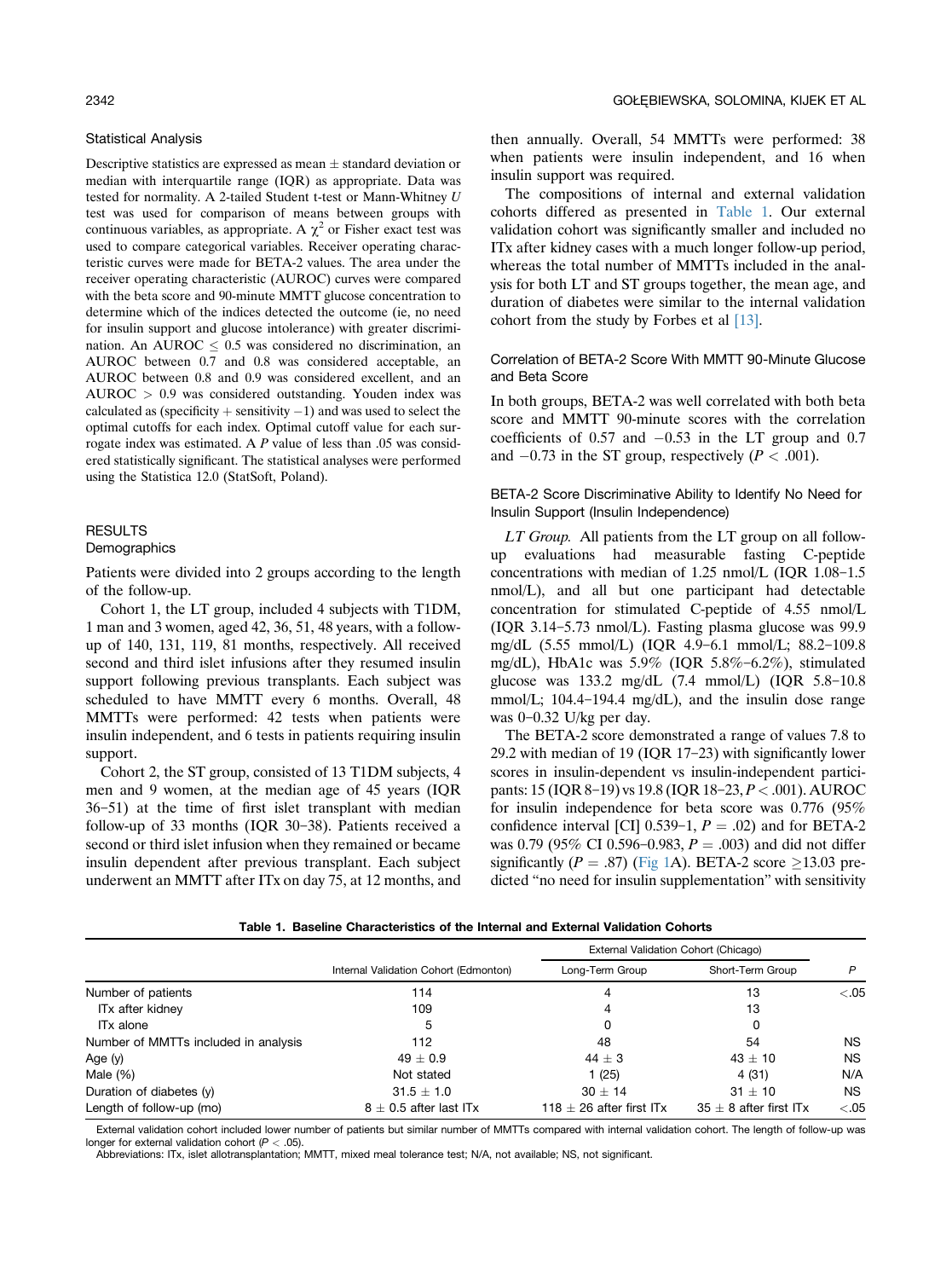### Statistical Analysis

Descriptive statistics are expressed as mean ± standard deviation or median with interquartile range (IQR) as appropriate. Data was tested for normality. A 2-tailed Student t-test or Mann-Whitney *U* test was used for comparison of means between groups with continuous variables, as appropriate. A $\chi^2$ or Fisher exact test was used to compare categorical variables. Receiver operating characteristic curves were made for BETA-2 values. The area under the receiver operating characteristic (AUROC) curves were compared with the beta score and 90-minute MMTT glucose concentration to determine which of the indices detected the outcome (ie, no need for insulin support and glucose intolerance) with greater discrimination. An AUROC ≤ 0.5 was considered no discrimination, an AUROC between 0.7 and 0.8 was considered acceptable, an AUROC between 0.8 and 0.9 was considered excellent, and an AUROC > 0.9 was considered outstanding. Youden index was calculated as (specificity + sensitivity −1) and was used to select the optimal cutoffs for each index. Optimal cutoff value for each surrogate index was estimated. A *P* value of less than .05 was considered statistically significant. The statistical analyses were performed using the Statistica 12.0 (StatSoft, Poland).

## RESULTS

### Demographics

Patients were divided into 2 groups according to the length of the follow-up.

Cohort 1, the LT group, included 4 subjects with T1DM, 1 man and 3 women, aged 42, 36, 51, 48 years, with a follow-up of 140, 131, 119, 81 months, respectively. All received second and third islet infusions after they resumed insulin support following previous transplants. Each subject was scheduled to have MMTT every 6 months. Overall, 48 MMTTs were performed: 42 tests when patients were insulin independent, and 6 tests in patients requiring insulin support.

Cohort 2, the ST group, consisted of 13 T1DM subjects, 4 men and 9 women, at the median age of 45 years (IQR 36–51) at the time of first islet transplant with median follow-up of 33 months (IQR 30–38). Patients received a second or third islet infusion when they remained or became insulin dependent after previous transplant. Each subject underwent an MMTT after ITx on day 75, at 12 months, and then annually. Overall, 54 MMTTs were performed: 38 when patients were insulin independent, and 16 when insulin support was required.

The compositions of internal and external validation cohorts differed as presented in Table 1. Our external validation cohort was significantly smaller and included no ITx after kidney cases with a much longer follow-up period, whereas the total number of MMTTs included in the analysis for both LT and ST groups together, the mean age, and duration of diabetes were similar to the internal validation cohort from the study by Forbes et al [13].

### Correlation of BETA-2 Score With MMTT 90-Minute Glucose and Beta Score

In both groups, BETA-2 was well correlated with both beta score and MMTT 90-minute scores with the correlation coefficients of 0.57 and −0.53 in the LT group and 0.7 and −0.73 in the ST group, respectively ($P < .001$).

### BETA-2 Score Discriminative Ability to Identify No Need for Insulin Support (Insulin Independence)

*LT Group.* All patients from the LT group on all follow-up evaluations had measurable fasting C-peptide concentrations with median of 1.25 nmol/L (IQR 1.08–1.5 nmol/L), and all but one participant had detectable concentration for stimulated C-peptide of 4.55 nmol/L (IQR 3.14–5.73 nmol/L). Fasting plasma glucose was 99.9 mg/dL (5.55 mmol/L) (IQR 4.9–6.1 mmol/L; 88.2–109.8 mg/dL), HbA1c was 5.9% (IQR 5.8%–6.2%), stimulated glucose was 133.2 mg/dL (7.4 mmol/L) (IQR 5.8–10.8 mmol/L; 104.4–194.4 mg/dL), and the insulin dose range was 0–0.32 U/kg per day.

The BETA-2 score demonstrated a range of values 7.8 to 29.2 with median of 19 (IQR 17–23) with significantly lower scores in insulin-dependent vs insulin-independent participants: 15 (IQR 8–19) vs 19.8 (IQR 18–23, $P < .001$). AUROC for insulin independence for beta score was 0.776 (95% confidence interval [CI] 0.539–1, $P = .02$) and for BETA-2 was 0.79 (95% CI 0.596–0.983, $P = .003$) and did not differ significantly ($P = .87$) (Fig 1A). BETA-2 score ≥13.03 predicted "no need for insulin supplementation" with sensitivity

**Table 1. Baseline Characteristics of the Internal and External Validation Cohorts**

| | | External Validation Cohort (Chicago) | | |
|---|---|---|---|---|
| | Internal Validation Cohort (Edmonton) | Long-Term Group | Short-Term Group | P |
| Number of patients | 114 | 4 | 13 | <.05 |
| ITx after kidney | 109 | 4 | 13 | |
| ITx alone | 5 | 0 | 0 | |
| Number of MMTTs included in analysis | 112 | 48 | 54 | NS |
| Age (y) | 49 ± 0.9 | 44 ± 3 | 43 ± 10 | NS |
| Male (%) | Not stated | 1 (25) | 4 (31) | N/A |
| Duration of diabetes (y) | 31.5 ± 1.0 | 30 ± 14 | 31 ± 10 | NS |
| Length of follow-up (mo) | 8 ± 0.5 after last ITx | 118 ± 26 after first ITx | 35 ± 8 after first ITx | <.05 |

External validation cohort included lower number of patients but similar number of MMTTs compared with internal validation cohort. The length of follow-up was longer for external validation cohort ($P < .05$).
Abbreviations: ITx, islet allotransplantation; MMTT, mixed meal tolerance test; N/A, not available; NS, not significant.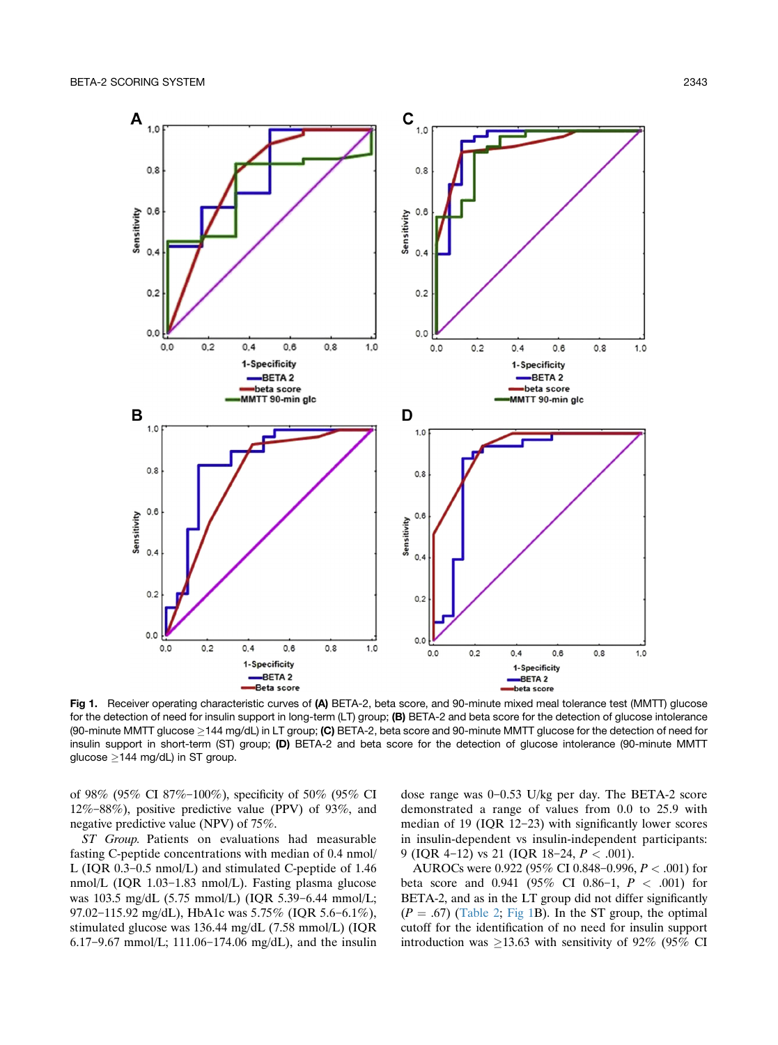Fig 1. Receiver operating characteristic curves of (A) BETA-2, beta score, and 90-minute mixed meal tolerance test (MMTT) glucose for the detection of need for insulin support in long-term (LT) group; (B) BETA-2 and beta score for the detection of glucose intolerance (90-minute MMTT glucose ≥144 mg/dL) in LT group; (C) BETA-2, beta score and 90-minute MMTT glucose for the detection of need for insulin support in short-term (ST) group; (D) BETA-2 and beta score for the detection of glucose intolerance (90-minute MMTT glucose ≥144 mg/dL) in ST group.

of 98% (95% CI 87%–100%), specificity of 50% (95% CI 12%–88%), positive predictive value (PPV) of 93%, and negative predictive value (NPV) of 75%.

*ST Group.* Patients on evaluations had measurable fasting C-peptide concentrations with median of 0.4 nmol/L (IQR 0.3–0.5 nmol/L) and stimulated C-peptide of 1.46 nmol/L (IQR 1.03–1.83 nmol/L). Fasting plasma glucose was 103.5 mg/dL (5.75 mmol/L) (IQR 5.39–6.44 mmol/L; 97.02–115.92 mg/dL), HbA1c was 5.75% (IQR 5.6–6.1%), stimulated glucose was 136.44 mg/dL (7.58 mmol/L) (IQR 6.17–9.67 mmol/L; 111.06–174.06 mg/dL), and the insulin dose range was 0–0.53 U/kg per day. The BETA-2 score demonstrated a range of values from 0.0 to 25.9 with median of 19 (IQR 12–23) with significantly lower scores in insulin-dependent vs insulin-independent participants: 9 (IQR 4–12) vs 21 (IQR 18–24, $P < .001$).

AUROCs were 0.922 (95% CI 0.848–0.996, $P < .001$) for beta score and 0.941 (95% CI 0.86–1, $P < .001$) for BETA-2, and as in the LT group did not differ significantly ($P = .67$) (Table 2; Fig 1B). In the ST group, the optimal cutoff for the identification of no need for insulin support introduction was ≥13.63 with sensitivity of 92% (95% CI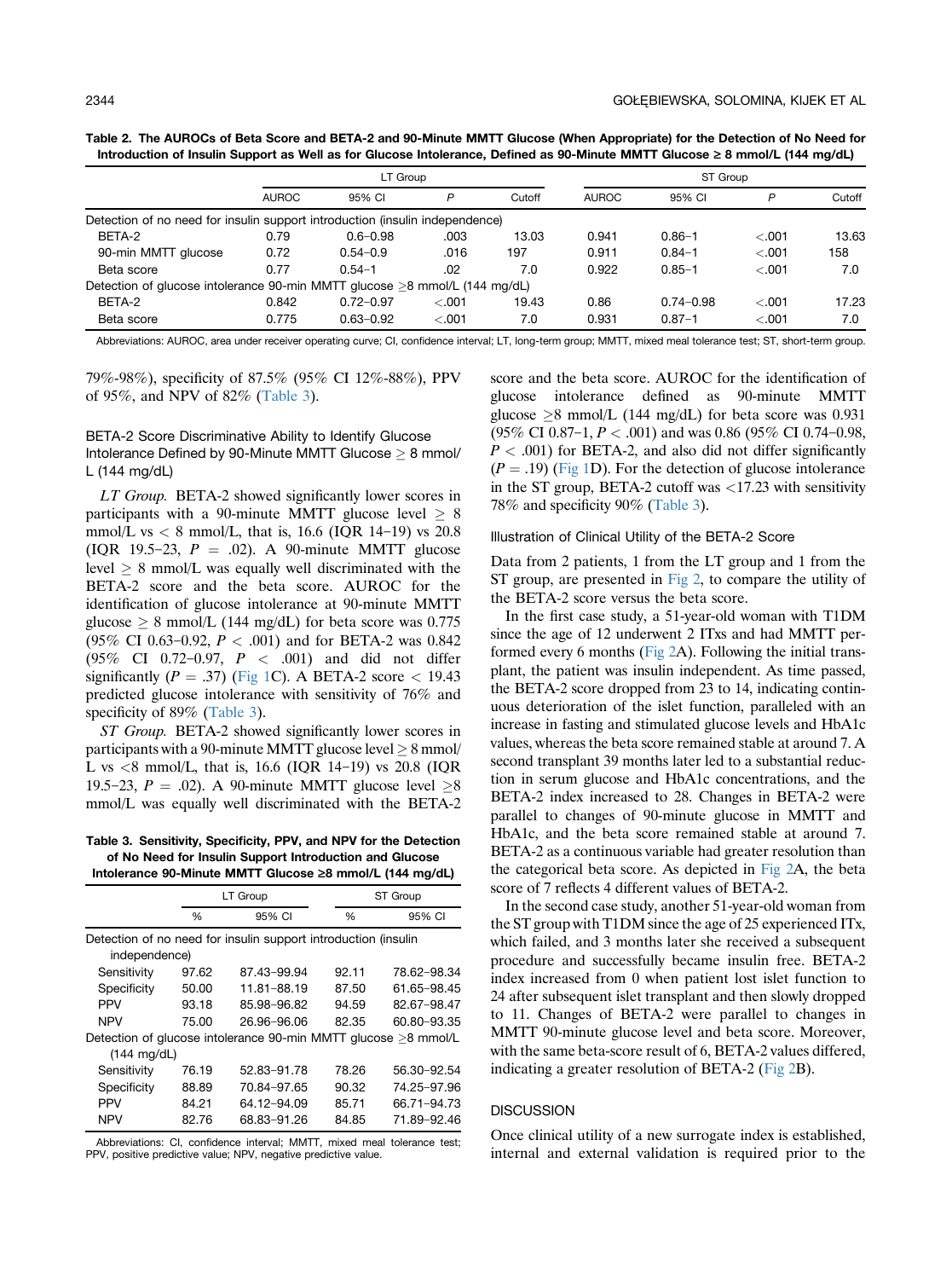**Table 2. The AUROCs of Beta Score and BETA-2 and 90-Minute MMTT Glucose (When Appropriate) for the Detection of No Need for Introduction of Insulin Support as Well as for Glucose Intolerance, Defined as 90-Minute MMTT Glucose ≥ 8 mmol/L (144 mg/dL)**

| | LT Group | | | | ST Group | | | |
|---|---|---|---|---|---|---|---|---|
| | AUROC | 95% CI | *P* | Cutoff | AUROC | 95% CI | *P* | Cutoff |
| Detection of no need for insulin support introduction (insulin independence) | | | | | | | | |
| BETA-2 | 0.79 | 0.6–0.98 | .003 | 13.03 | 0.941 | 0.86–1 | <.001 | 13.63 |
| 90-min MMTT glucose | 0.72 | 0.54–0.9 | .016 | 197 | 0.911 | 0.84–1 | <.001 | 158 |
| Beta score | 0.77 | 0.54–1 | .02 | 7.0 | 0.922 | 0.85–1 | <.001 | 7.0 |
| Detection of glucose intolerance 90-min MMTT glucose ≥8 mmol/L (144 mg/dL) | | | | | | | | |
| BETA-2 | 0.842 | 0.72–0.97 | <.001 | 19.43 | 0.86 | 0.74–0.98 | <.001 | 17.23 |
| Beta score | 0.775 | 0.63–0.92 | <.001 | 7.0 | 0.931 | 0.87–1 | <.001 | 7.0 |

Abbreviations: AUROC, area under receiver operating curve; CI, confidence interval; LT, long-term group; MMTT, mixed meal tolerance test; ST, short-term group.

79%-98%), specificity of 87.5% (95% CI 12%-88%), PPV of 95%, and NPV of 82% (Table 3).

### BETA-2 Score Discriminative Ability to Identify Glucose Intolerance Defined by 90-Minute MMTT Glucose ≥ 8 mmol/L (144 mg/dL)

*LT Group.* BETA-2 showed significantly lower scores in participants with a 90-minute MMTT glucose level ≥ 8 mmol/L vs < 8 mmol/L, that is, 16.6 (IQR 14–19) vs 20.8 (IQR 19.5–23, $P = .02$). A 90-minute MMTT glucose level ≥ 8 mmol/L was equally well discriminated with the BETA-2 score and the beta score. AUROC for the identification of glucose intolerance at 90-minute MMTT glucose ≥ 8 mmol/L (144 mg/dL) for beta score was 0.775 (95% CI 0.63–0.92, $P < .001$) and for BETA-2 was 0.842 (95% CI 0.72–0.97, $P < .001$) and did not differ significantly ($P = .37$) (Fig 1C). A BETA-2 score < 19.43 predicted glucose intolerance with sensitivity of 76% and specificity of 89% (Table 3).

*ST Group.* BETA-2 showed significantly lower scores in participants with a 90-minute MMTT glucose level ≥ 8 mmol/L vs <8 mmol/L, that is, 16.6 (IQR 14–19) vs 20.8 (IQR 19.5–23, $P = .02$). A 90-minute MMTT glucose level ≥8 mmol/L was equally well discriminated with the BETA-2 score and the beta score. AUROC for the identification of glucose intolerance defined as 90-minute MMTT glucose ≥8 mmol/L (144 mg/dL) for beta score was 0.931 (95% CI 0.87–1, $P < .001$) and was 0.86 (95% CI 0.74–0.98, $P < .001$) for BETA-2, and also did not differ significantly ($P = .19$) (Fig 1D). For the detection of glucose intolerance in the ST group, BETA-2 cutoff was <17.23 with sensitivity 78% and specificity 90% (Table 3).

**Table 3. Sensitivity, Specificity, PPV, and NPV for the Detection of No Need for Insulin Support Introduction and Glucose Intolerance 90-Minute MMTT Glucose ≥8 mmol/L (144 mg/dL)**

| | LT Group | | ST Group | |
|---|---|---|---|---|
| | % | 95% CI | % | 95% CI |
| Detection of no need for insulin support introduction (insulin independence) | | | | |
| Sensitivity | 97.62 | 87.43–99.94 | 92.11 | 78.62–98.34 |
| Specificity | 50.00 | 11.81–88.19 | 87.50 | 61.65–98.45 |
| PPV | 93.18 | 85.98–96.82 | 94.59 | 82.67–98.47 |
| NPV | 75.00 | 26.96–96.06 | 82.35 | 60.80–93.35 |
| Detection of glucose intolerance 90-min MMTT glucose ≥8 mmol/L (144 mg/dL) | | | | |
| Sensitivity | 76.19 | 52.83–91.78 | 78.26 | 56.30–92.54 |
| Specificity | 88.89 | 70.84–97.65 | 90.32 | 74.25–97.96 |
| PPV | 84.21 | 64.12–94.09 | 85.71 | 66.71–94.73 |
| NPV | 82.76 | 68.83–91.26 | 84.85 | 71.89–92.46 |

Abbreviations: CI, confidence interval; MMTT, mixed meal tolerance test; PPV, positive predictive value; NPV, negative predictive value.

### Illustration of Clinical Utility of the BETA-2 Score

Data from 2 patients, 1 from the LT group and 1 from the ST group, are presented in Fig 2, to compare the utility of the BETA-2 score versus the beta score.

In the first case study, a 51-year-old woman with T1DM since the age of 12 underwent 2 ITxs and had MMTT performed every 6 months (Fig 2A). Following the initial transplant, the patient was insulin independent. As time passed, the BETA-2 score dropped from 23 to 14, indicating continuous deterioration of the islet function, paralleled with an increase in fasting and stimulated glucose levels and HbA1c values, whereas the beta score remained stable at around 7. A second transplant 39 months later led to a substantial reduction in serum glucose and HbA1c concentrations, and the BETA-2 index increased to 28. Changes in BETA-2 were parallel to changes of 90-minute glucose in MMTT and HbA1c, and the beta score remained stable at around 7. BETA-2 as a continuous variable had greater resolution than the categorical beta score. As depicted in Fig 2A, the beta score of 7 reflects 4 different values of BETA-2.

In the second case study, another 51-year-old woman from the ST group with T1DM since the age of 25 experienced ITx, which failed, and 3 months later she received a subsequent procedure and successfully became insulin free. BETA-2 index increased from 0 when patient lost islet function to 24 after subsequent islet transplant and then slowly dropped to 11. Changes of BETA-2 were parallel to changes in MMTT 90-minute glucose level and beta score. Moreover, with the same beta-score result of 6, BETA-2 values differed, indicating a greater resolution of BETA-2 (Fig 2B).

## DISCUSSION

Once clinical utility of a new surrogate index is established, internal and external validation is required prior to the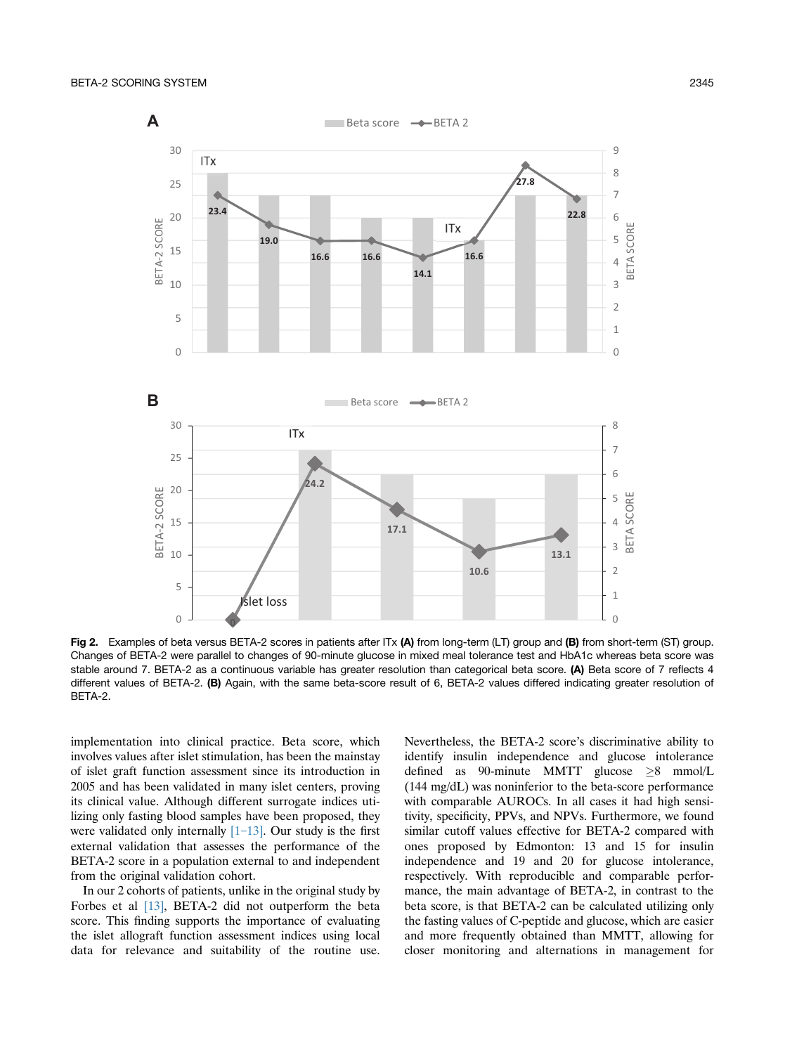Fig 2. Examples of beta versus BETA-2 scores in patients after ITx **(A)** from long-term (LT) group and **(B)** from short-term (ST) group. Changes of BETA-2 were parallel to changes of 90-minute glucose in mixed meal tolerance test and HbA1c whereas beta score was stable around 7. BETA-2 as a continuous variable has greater resolution than categorical beta score. **(A)** Beta score of 7 reflects 4 different values of BETA-2. **(B)** Again, with the same beta-score result of 6, BETA-2 values differed indicating greater resolution of BETA-2.

implementation into clinical practice. Beta score, which involves values after islet stimulation, has been the mainstay of islet graft function assessment since its introduction in 2005 and has been validated in many islet centers, proving its clinical value. Although different surrogate indices utilizing only fasting blood samples have been proposed, they were validated only internally [1–13]. Our study is the first external validation that assesses the performance of the BETA-2 score in a population external to and independent from the original validation cohort.

In our 2 cohorts of patients, unlike in the original study by Forbes et al [13], BETA-2 did not outperform the beta score. This finding supports the importance of evaluating the islet allograft function assessment indices using local data for relevance and suitability of the routine use. Nevertheless, the BETA-2 score's discriminative ability to identify insulin independence and glucose intolerance defined as 90-minute MMTT glucose $\geq$8 mmol/L (144 mg/dL) was noninferior to the beta-score performance with comparable AUROCs. In all cases it had high sensitivity, specificity, PPVs, and NPVs. Furthermore, we found similar cutoff values effective for BETA-2 compared with ones proposed by Edmonton: 13 and 15 for insulin independence and 19 and 20 for glucose intolerance, respectively. With reproducible and comparable performance, the main advantage of BETA-2, in contrast to the beta score, is that BETA-2 can be calculated utilizing only the fasting values of C-peptide and glucose, which are easier and more frequently obtained than MMTT, allowing for closer monitoring and alternations in management for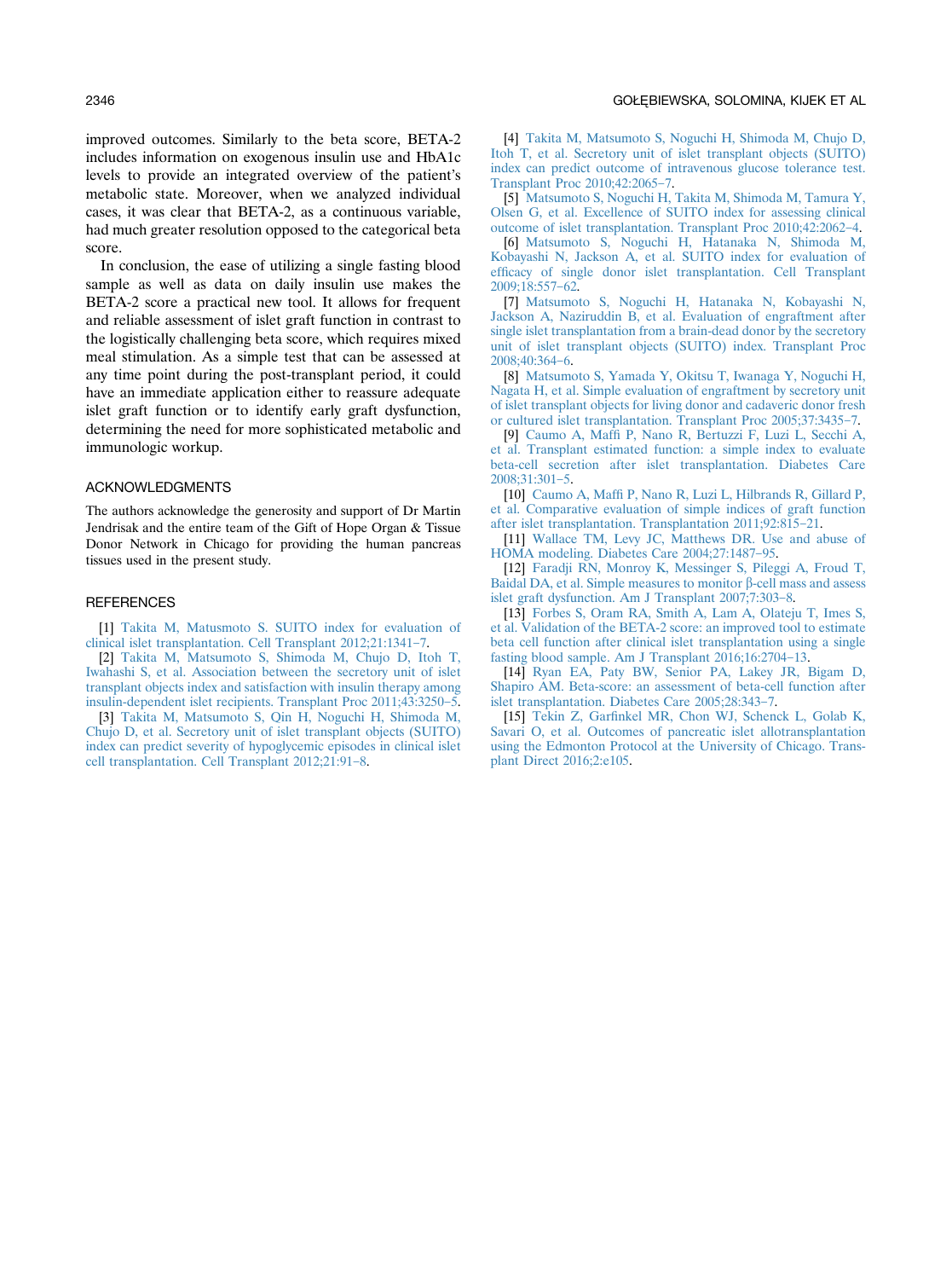improved outcomes. Similarly to the beta score, BETA-2 includes information on exogenous insulin use and HbA1c levels to provide an integrated overview of the patient's metabolic state. Moreover, when we analyzed individual cases, it was clear that BETA-2, as a continuous variable, had much greater resolution opposed to the categorical beta score.

In conclusion, the ease of utilizing a single fasting blood sample as well as data on daily insulin use makes the BETA-2 score a practical new tool. It allows for frequent and reliable assessment of islet graft function in contrast to the logistically challenging beta score, which requires mixed meal stimulation. As a simple test that can be assessed at any time point during the post-transplant period, it could have an immediate application either to reassure adequate islet graft function or to identify early graft dysfunction, determining the need for more sophisticated metabolic and immunologic workup.

## ACKNOWLEDGMENTS

The authors acknowledge the generosity and support of Dr Martin Jendrisak and the entire team of the Gift of Hope Organ & Tissue Donor Network in Chicago for providing the human pancreas tissues used in the present study.

## REFERENCES

[1] Takita M, Matusmoto S. SUITO index for evaluation of clinical islet transplantation. Cell Transplant 2012;21:1341–7.

[2] Takita M, Matsumoto S, Shimoda M, Chujo D, Itoh T, Iwahashi S, et al. Association between the secretory unit of islet transplant objects index and satisfaction with insulin therapy among insulin-dependent islet recipients. Transplant Proc 2011;43:3250–5.

[3] Takita M, Matsumoto S, Qin H, Noguchi H, Shimoda M, Chujo D, et al. Secretory unit of islet transplant objects (SUITO) index can predict severity of hypoglycemic episodes in clinical islet cell transplantation. Cell Transplant 2012;21:91–8.

[4] Takita M, Matsumoto S, Noguchi H, Shimoda M, Chujo D, Itoh T, et al. Secretory unit of islet transplant objects (SUITO) index can predict outcome of intravenous glucose tolerance test. Transplant Proc 2010;42:2065–7.

[5] Matsumoto S, Noguchi H, Takita M, Shimoda M, Tamura Y, Olsen G, et al. Excellence of SUITO index for assessing clinical outcome of islet transplantation. Transplant Proc 2010;42:2062–4.

[6] Matsumoto S, Noguchi H, Hatanaka N, Shimoda M, Kobayashi N, Jackson A, et al. SUITO index for evaluation of efficacy of single donor islet transplantation. Cell Transplant 2009;18:557–62.

[7] Matsumoto S, Noguchi H, Hatanaka N, Kobayashi N, Jackson A, Naziruddin B, et al. Evaluation of engraftment after single islet transplantation from a brain-dead donor by the secretory unit of islet transplant objects (SUITO) index. Transplant Proc 2008;40:364–6.

[8] Matsumoto S, Yamada Y, Okitsu T, Iwanaga Y, Noguchi H, Nagata H, et al. Simple evaluation of engraftment by secretory unit of islet transplant objects for living donor and cadaveric donor fresh or cultured islet transplantation. Transplant Proc 2005;37:3435–7.

[9] Caumo A, Maffi P, Nano R, Bertuzzi F, Luzi L, Secchi A, et al. Transplant estimated function: a simple index to evaluate beta-cell secretion after islet transplantation. Diabetes Care 2008;31:301–5.

[10] Caumo A, Maffi P, Nano R, Luzi L, Hilbrands R, Gillard P, et al. Comparative evaluation of simple indices of graft function after islet transplantation. Transplantation 2011;92:815–21.

[11] Wallace TM, Levy JC, Matthews DR. Use and abuse of HOMA modeling. Diabetes Care 2004;27:1487–95.

[12] Faradji RN, Monroy K, Messinger S, Pileggi A, Froud T, Baidal DA, et al. Simple measures to monitor β-cell mass and assess islet graft dysfunction. Am J Transplant 2007;7:303–8.

[13] Forbes S, Oram RA, Smith A, Lam A, Olateju T, Imes S, et al. Validation of the BETA-2 score: an improved tool to estimate beta cell function after clinical islet transplantation using a single fasting blood sample. Am J Transplant 2016;16:2704–13.

[14] Ryan EA, Paty BW, Senior PA, Lakey JR, Bigam D, Shapiro AM. Beta-score: an assessment of beta-cell function after islet transplantation. Diabetes Care 2005;28:343–7.

[15] Tekin Z, Garfinkel MR, Chon WJ, Schenck L, Golab K, Savari O, et al. Outcomes of pancreatic islet allotransplantation using the Edmonton Protocol at the University of Chicago. Transplant Direct 2016;2:e105.